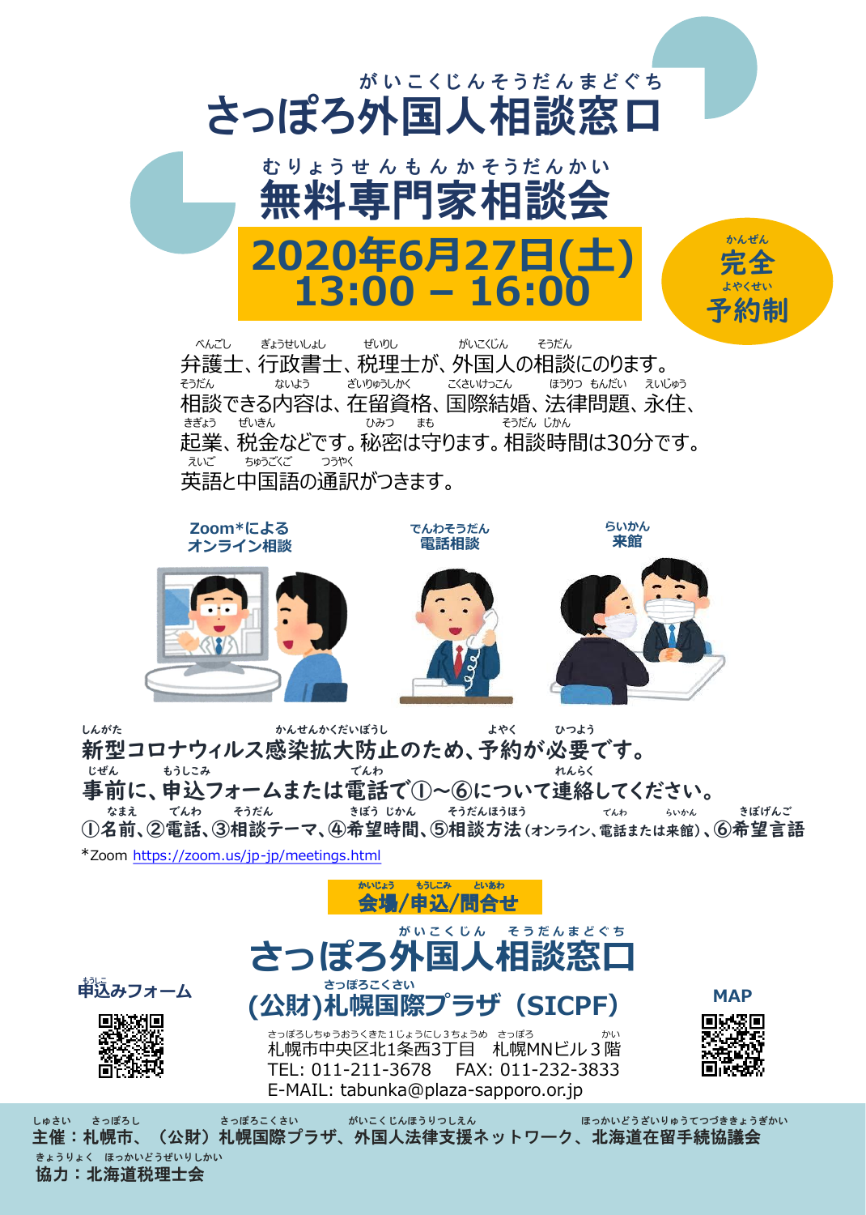# さっぽろ外国人相談窓口

# 無料専門家相談会

## 2020年6月27日(土) 13:00 – 16:00

**完全予約制**

弁護士、行政書士、税理士が、外国人の相談にのります。相談できる内容は、在留資格、国際結婚、法律問題、永住、起業、税金などです。秘密は守ります。相談時間は30分です。英語と中国語の通訳がつきます。

**Zoom*によるオンライン相談**　**電話相談**　**来館**

**新型コロナウィルス感染拡大防止のため、予約が必要です。**

**事前に、申込フォームまたは電話で①～⑥について連絡してください。**

**①名前、②電話、③相談テーマ、④希望時間、⑤相談方法**（オンライン、電話または来館）**、⑥希望言語**

*Zoom https://zoom.us/jp-jp/meetings.html

**会場/申込/問合せ**

## さっぽろ外国人相談窓口

## (公財)札幌国際プラザ（SICPF）

札幌市中央区北1条西3丁目　札幌MNビル３階
TEL: 011-211-3678　FAX: 011-232-3833
E-MAIL: tabunka@plaza-sapporo.or.jp

申込みフォーム

MAP

**主催：札幌市、（公財）札幌国際プラザ、外国人法律支援ネットワーク、北海道在留手続協議会**

**協力：北海道税理士会**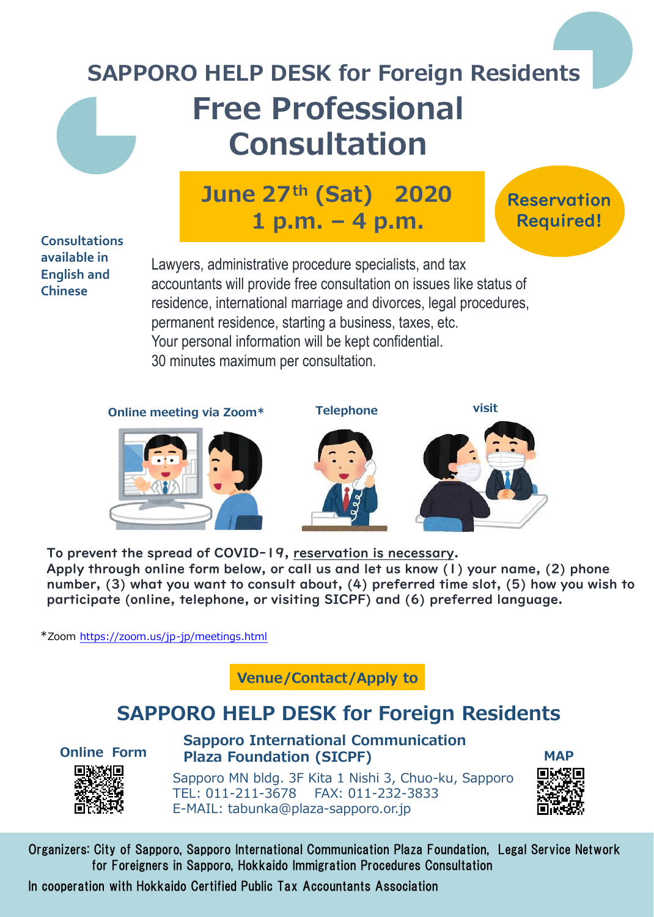# SAPPORO HELP DESK for Foreign Residents

## Free Professional Consultation

**June 27th (Sat) 2020**
**1 p.m. – 4 p.m.**

**Reservation Required!**

**Consultations available in English and Chinese**

Lawyers, administrative procedure specialists, and tax accountants will provide free consultation on issues like status of residence, international marriage and divorces, legal procedures, permanent residence, starting a business, taxes, etc.
Your personal information will be kept confidential.
30 minutes maximum per consultation.

**Online meeting via Zoom*** **Telephone** **visit**

To prevent the spread of COVID-19, reservation is necessary.
Apply through online form below, or call us and let us know (1) your name, (2) phone number, (3) what you want to consult about, (4) preferred time slot, (5) how you wish to participate (online, telephone, or visiting SICPF) and (6) preferred language.

*Zoom https://zoom.us/jp-jp/meetings.html

**Venue/Contact/Apply to**

## SAPPORO HELP DESK for Foreign Residents

**Online Form**

**Sapporo International Communication Plaza Foundation (SICPF)**

Sapporo MN bldg. 3F Kita 1 Nishi 3, Chuo-ku, Sapporo
TEL: 011-211-3678 FAX: 011-232-3833
E-MAIL: tabunka@plaza-sapporo.or.jp

**MAP**

Organizers: City of Sapporo, Sapporo International Communication Plaza Foundation, Legal Service Network for Foreigners in Sapporo, Hokkaido Immigration Procedures Consultation
In cooperation with Hokkaido Certified Public Tax Accountants Association